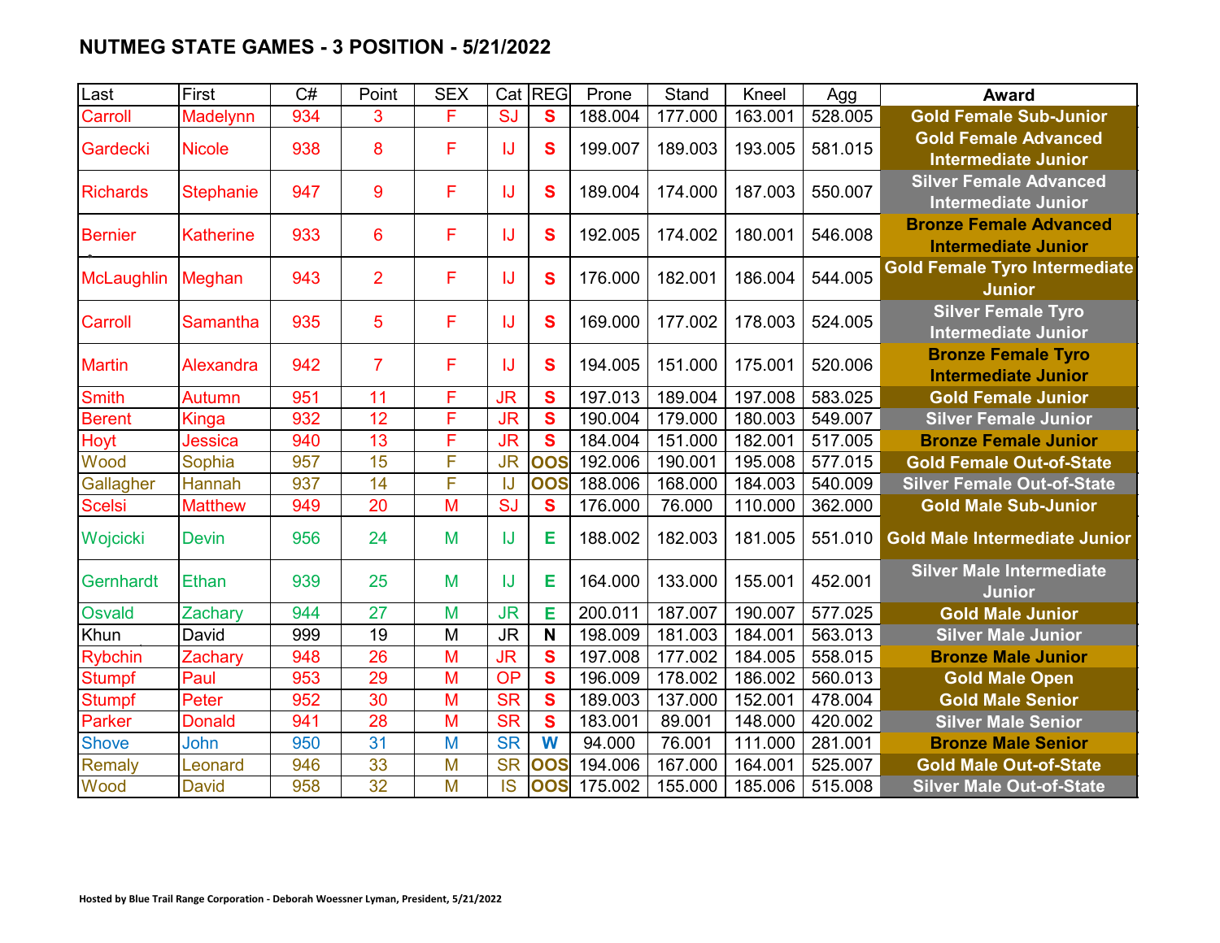## NUTMEG STATE GAMES - 3 POSITION - 5/21/2022

| Last | First | C# | Point | SEX | Cat | REG | Prone | Stand | Kneel | Agg | Award |
|---|---|---|---|---|---|---|---|---|---|---|---|
| Carroll | Madelynn | 934 | 3 | F | SJ | S | 188.004 | 177.000 | 163.001 | 528.005 | Gold Female Sub-Junior |
| Gardecki | Nicole | 938 | 8 | F | IJ | S | 199.007 | 189.003 | 193.005 | 581.015 | Gold Female Advanced Intermediate Junior |
| Richards | Stephanie | 947 | 9 | F | IJ | S | 189.004 | 174.000 | 187.003 | 550.007 | Silver Female Advanced Intermediate Junior |
| Bernier | Katherine | 933 | 6 | F | IJ | S | 192.005 | 174.002 | 180.001 | 546.008 | Bronze Female Advanced Intermediate Junior |
| McLaughlin | Meghan | 943 | 2 | F | IJ | S | 176.000 | 182.001 | 186.004 | 544.005 | Gold Female Tyro Intermediate Junior |
| Carroll | Samantha | 935 | 5 | F | IJ | S | 169.000 | 177.002 | 178.003 | 524.005 | Silver Female Tyro Intermediate Junior |
| Martin | Alexandra | 942 | 7 | F | IJ | S | 194.005 | 151.000 | 175.001 | 520.006 | Bronze Female Tyro Intermediate Junior |
| Smith | Autumn | 951 | 11 | F | JR | S | 197.013 | 189.004 | 197.008 | 583.025 | Gold Female Junior |
| Berent | Kinga | 932 | 12 | F | JR | S | 190.004 | 179.000 | 180.003 | 549.007 | Silver Female Junior |
| Hoyt | Jessica | 940 | 13 | F | JR | S | 184.004 | 151.000 | 182.001 | 517.005 | Bronze Female Junior |
| Wood | Sophia | 957 | 15 | F | JR | OOS | 192.006 | 190.001 | 195.008 | 577.015 | Gold Female Out-of-State |
| Gallagher | Hannah | 937 | 14 | F | IJ | OOS | 188.006 | 168.000 | 184.003 | 540.009 | Silver Female Out-of-State |
| Scelsi | Matthew | 949 | 20 | M | SJ | S | 176.000 | 76.000 | 110.000 | 362.000 | Gold Male Sub-Junior |
| Wojcicki | Devin | 956 | 24 | M | IJ | E | 188.002 | 182.003 | 181.005 | 551.010 | Gold Male Intermediate Junior |
| Gernhardt | Ethan | 939 | 25 | M | IJ | E | 164.000 | 133.000 | 155.001 | 452.001 | Silver Male Intermediate Junior |
| Osvald | Zachary | 944 | 27 | M | JR | E | 200.011 | 187.007 | 190.007 | 577.025 | Gold Male Junior |
| Khun | David | 999 | 19 | M | JR | N | 198.009 | 181.003 | 184.001 | 563.013 | Silver Male Junior |
| Rybchin | Zachary | 948 | 26 | M | JR | S | 197.008 | 177.002 | 184.005 | 558.015 | Bronze Male Junior |
| Stumpf | Paul | 953 | 29 | M | OP | S | 196.009 | 178.002 | 186.002 | 560.013 | Gold Male Open |
| Stumpf | Peter | 952 | 30 | M | SR | S | 189.003 | 137.000 | 152.001 | 478.004 | Gold Male Senior |
| Parker | Donald | 941 | 28 | M | SR | S | 183.001 | 89.001 | 148.000 | 420.002 | Silver Male Senior |
| Shove | John | 950 | 31 | M | SR | W | 94.000 | 76.001 | 111.000 | 281.001 | Bronze Male Senior |
| Remaly | Leonard | 946 | 33 | M | SR | OOS | 194.006 | 167.000 | 164.001 | 525.007 | Gold Male Out-of-State |
| Wood | David | 958 | 32 | M | IS | OOS | 175.002 | 155.000 | 185.006 | 515.008 | Silver Male Out-of-State |

Hosted by Blue Trail Range Corporation - Deborah Woessner Lyman, President, 5/21/2022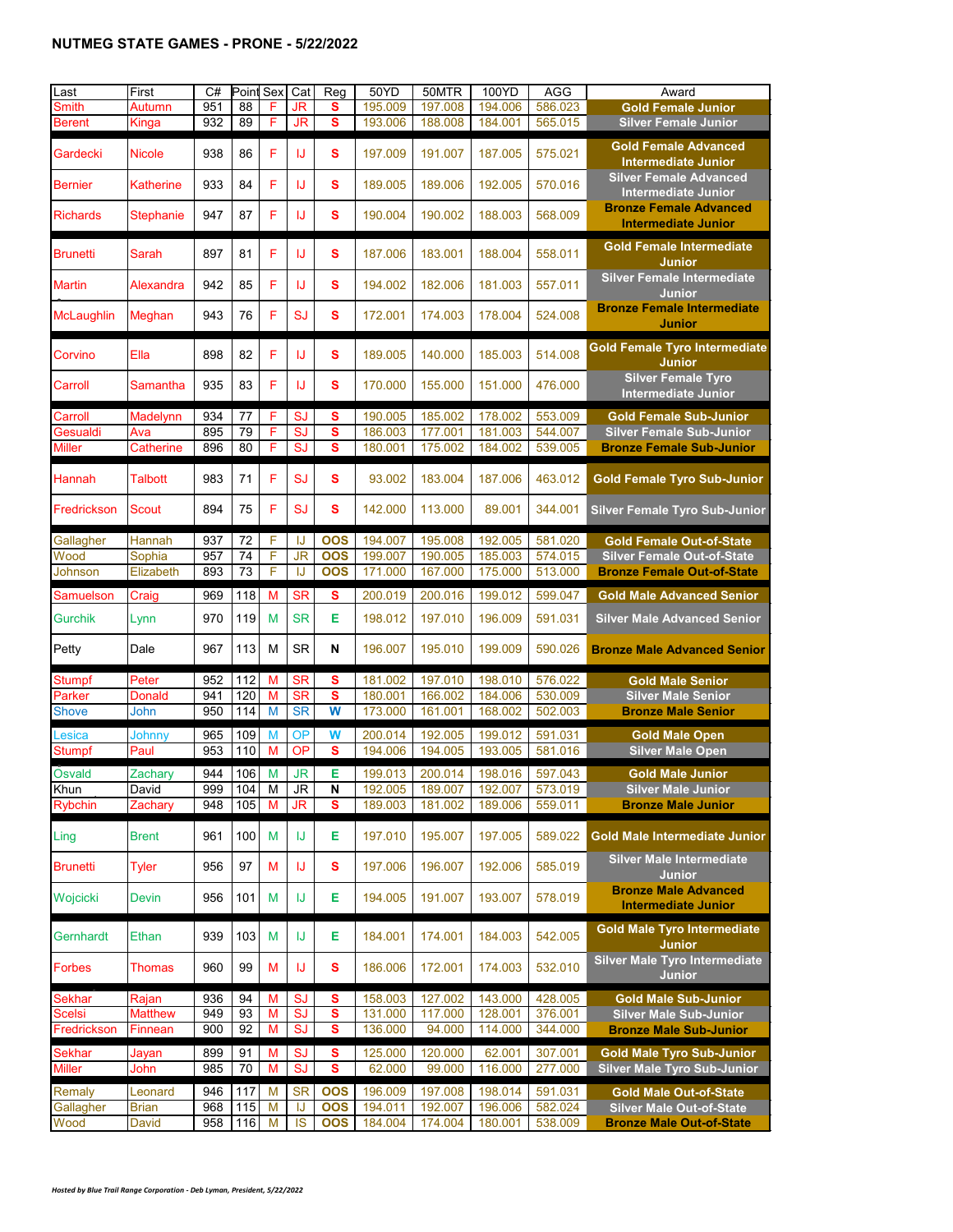## NUTMEG STATE GAMES - PRONE - 5/22/2022

| Last | First | C# | Point | Sex | Cat | Reg | 50YD | 50MTR | 100YD | AGG | Award |
|---|---|---|---|---|---|---|---|---|---|---|---|
| Smith | Autumn | 951 | 88 | F | JR | S | 195.009 | 197.008 | 194.006 | 586.023 | Gold Female Junior |
| Berent | Kinga | 932 | 89 | F | JR | S | 193.006 | 188.008 | 184.001 | 565.015 | Silver Female Junior |
| Gardecki | Nicole | 938 | 86 | F | IJ | S | 197.009 | 191.007 | 187.005 | 575.021 | Gold Female Advanced Intermediate Junior |
| Bernier | Katherine | 933 | 84 | F | IJ | S | 189.005 | 189.006 | 192.005 | 570.016 | Silver Female Advanced Intermediate Junior |
| Richards | Stephanie | 947 | 87 | F | IJ | S | 190.004 | 190.002 | 188.003 | 568.009 | Bronze Female Advanced Intermediate Junior |
| Brunetti | Sarah | 897 | 81 | F | IJ | S | 187.006 | 183.001 | 188.004 | 558.011 | Gold Female Intermediate Junior |
| Martin | Alexandra | 942 | 85 | F | IJ | S | 194.002 | 182.006 | 181.003 | 557.011 | Silver Female Intermediate Junior |
| McLaughlin | Meghan | 943 | 76 | F | SJ | S | 172.001 | 174.003 | 178.004 | 524.008 | Bronze Female Intermediate Junior |
| Corvino | Ella | 898 | 82 | F | IJ | S | 189.005 | 140.000 | 185.003 | 514.008 | Gold Female Tyro Intermediate Junior |
| Carroll | Samantha | 935 | 83 | F | IJ | S | 170.000 | 155.000 | 151.000 | 476.000 | Silver Female Tyro Intermediate Junior |
| Carroll | Madelynn | 934 | 77 | F | SJ | S | 190.005 | 185.002 | 178.002 | 553.009 | Gold Female Sub-Junior |
| Gesualdi | Ava | 895 | 79 | F | SJ | S | 186.003 | 177.001 | 181.003 | 544.007 | Silver Female Sub-Junior |
| Miller | Catherine | 896 | 80 | F | SJ | S | 180.001 | 175.002 | 184.002 | 539.005 | Bronze Female Sub-Junior |
| Hannah | Talbott | 983 | 71 | F | SJ | S | 93.002 | 183.004 | 187.006 | 463.012 | Gold Female Tyro Sub-Junior |
| Fredrickson | Scout | 894 | 75 | F | SJ | S | 142.000 | 113.000 | 89.001 | 344.001 | Silver Female Tyro Sub-Junior |
| Gallagher | Hannah | 937 | 72 | F | IJ | OOS | 194.007 | 195.008 | 192.005 | 581.020 | Gold Female Out-of-State |
| Wood | Sophia | 957 | 74 | F | JR | OOS | 199.007 | 190.005 | 185.003 | 574.015 | Silver Female Out-of-State |
| Johnson | Elizabeth | 893 | 73 | F | IJ | OOS | 171.000 | 167.000 | 175.000 | 513.000 | Bronze Female Out-of-State |
| Samuelson | Craig | 969 | 118 | M | SR | S | 200.019 | 200.016 | 199.012 | 599.047 | Gold Male Advanced Senior |
| Gurchik | Lynn | 970 | 119 | M | SR | E | 198.012 | 197.010 | 196.009 | 591.031 | Silver Male Advanced Senior |
| Petty | Dale | 967 | 113 | M | SR | N | 196.007 | 195.010 | 199.009 | 590.026 | Bronze Male Advanced Senior |
| Stumpf | Peter | 952 | 112 | M | SR | S | 181.002 | 197.010 | 198.010 | 576.022 | Gold Male Senior |
| Parker | Donald | 941 | 120 | M | SR | S | 180.001 | 166.002 | 184.006 | 530.009 | Silver Male Senior |
| Shove | John | 950 | 114 | M | SR | W | 173.000 | 161.001 | 168.002 | 502.003 | Bronze Male Senior |
| Lesica | Johnny | 965 | 109 | M | OP | W | 200.014 | 192.005 | 199.012 | 591.031 | Gold Male Open |
| Stumpf | Paul | 953 | 110 | M | OP | S | 194.006 | 194.005 | 193.005 | 581.016 | Silver Male Open |
| Osvald | Zachary | 944 | 106 | M | JR | E | 199.013 | 200.014 | 198.016 | 597.043 | Gold Male Junior |
| Khun | David | 999 | 104 | M | JR | N | 192.005 | 189.007 | 192.007 | 573.019 | Silver Male Junior |
| Rybchin | Zachary | 948 | 105 | M | JR | S | 189.003 | 181.002 | 189.006 | 559.011 | Bronze Male Junior |
| Ling | Brent | 961 | 100 | M | IJ | E | 197.010 | 195.007 | 197.005 | 589.022 | Gold Male Intermediate Junior |
| Brunetti | Tyler | 956 | 97 | M | IJ | S | 197.006 | 196.007 | 192.006 | 585.019 | Silver Male Intermediate Junior |
| Wojcicki | Devin | 956 | 101 | M | IJ | E | 194.005 | 191.007 | 193.007 | 578.019 | Bronze Male Advanced Intermediate Junior |
| Gernhardt | Ethan | 939 | 103 | M | IJ | E | 184.001 | 174.001 | 184.003 | 542.005 | Gold Male Tyro Intermediate Junior |
| Forbes | Thomas | 960 | 99 | M | IJ | S | 186.006 | 172.001 | 174.003 | 532.010 | Silver Male Tyro Intermediate Junior |
| Sekhar | Rajan | 936 | 94 | M | SJ | S | 158.003 | 127.002 | 143.000 | 428.005 | Gold Male Sub-Junior |
| Scelsi | Matthew | 949 | 93 | M | SJ | S | 131.000 | 117.000 | 128.001 | 376.001 | Silver Male Sub-Junior |
| Fredrickson | Finnean | 900 | 92 | M | SJ | S | 136.000 | 94.000 | 114.000 | 344.000 | Bronze Male Sub-Junior |
| Sekhar | Jayan | 899 | 91 | M | SJ | S | 125.000 | 120.000 | 62.001 | 307.001 | Gold Male Tyro Sub-Junior |
| Miller | John | 985 | 70 | M | SJ | S | 62.000 | 99.000 | 116.000 | 277.000 | Silver Male Tyro Sub-Junior |
| Remaly | Leonard | 946 | 117 | M | SR | OOS | 196.009 | 197.008 | 198.014 | 591.031 | Gold Male Out-of-State |
| Gallagher | Brian | 968 | 115 | M | IJ | OOS | 194.011 | 192.007 | 196.006 | 582.024 | Silver Male Out-of-State |
| Wood | David | 958 | 116 | M | IS | OOS | 184.004 | 174.004 | 180.001 | 538.009 | Bronze Male Out-of-State |

*Hosted by Blue Trail Range Corporation - Deb Lyman, President, 5/22/2022*